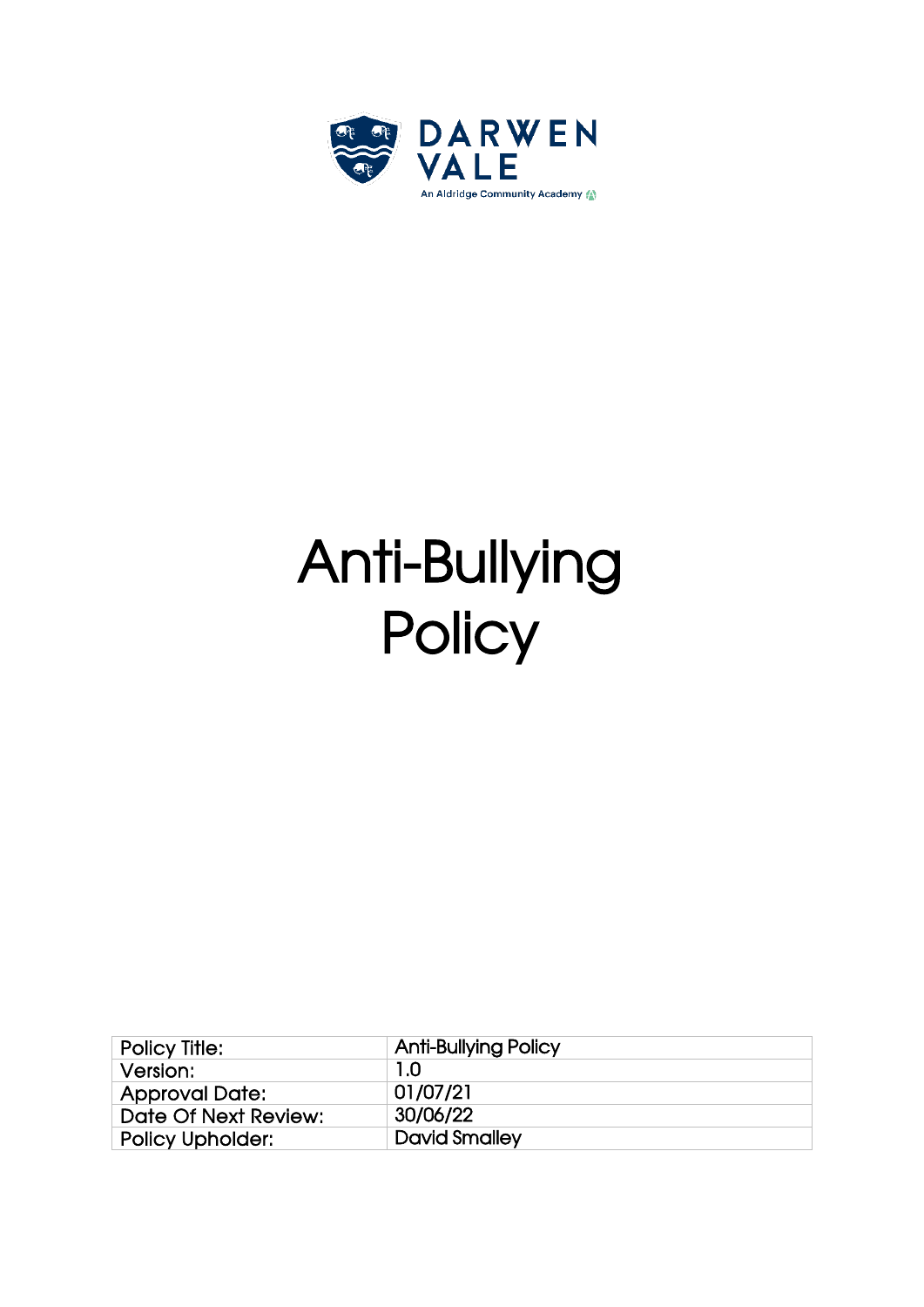DARWEN VALE

An Aldridge Community Academy

# Anti-Bullying Policy

| Policy Title: | Anti-Bullying Policy |
|---|---|
| Version: | 1.0 |
| Approval Date: | 01/07/21 |
| Date Of Next Review: | 30/06/22 |
| Policy Upholder: | David Smalley |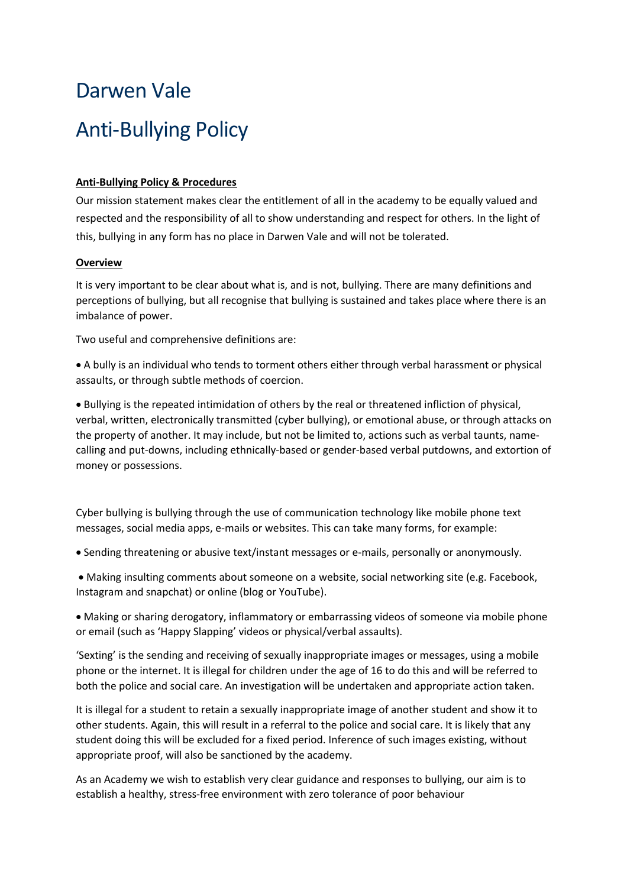# Darwen Vale

# Anti-Bullying Policy

**Anti-Bullying Policy & Procedures**

Our mission statement makes clear the entitlement of all in the academy to be equally valued and respected and the responsibility of all to show understanding and respect for others. In the light of this, bullying in any form has no place in Darwen Vale and will not be tolerated.

**Overview**

It is very important to be clear about what is, and is not, bullying. There are many definitions and perceptions of bullying, but all recognise that bullying is sustained and takes place where there is an imbalance of power.

Two useful and comprehensive definitions are:

- A bully is an individual who tends to torment others either through verbal harassment or physical assaults, or through subtle methods of coercion.
- Bullying is the repeated intimidation of others by the real or threatened infliction of physical, verbal, written, electronically transmitted (cyber bullying), or emotional abuse, or through attacks on the property of another. It may include, but not be limited to, actions such as verbal taunts, name-calling and put-downs, including ethnically-based or gender-based verbal putdowns, and extortion of money or possessions.

Cyber bullying is bullying through the use of communication technology like mobile phone text messages, social media apps, e-mails or websites. This can take many forms, for example:

- Sending threatening or abusive text/instant messages or e-mails, personally or anonymously.
- Making insulting comments about someone on a website, social networking site (e.g. Facebook, Instagram and snapchat) or online (blog or YouTube).
- Making or sharing derogatory, inflammatory or embarrassing videos of someone via mobile phone or email (such as 'Happy Slapping' videos or physical/verbal assaults).

'Sexting' is the sending and receiving of sexually inappropriate images or messages, using a mobile phone or the internet. It is illegal for children under the age of 16 to do this and will be referred to both the police and social care. An investigation will be undertaken and appropriate action taken.

It is illegal for a student to retain a sexually inappropriate image of another student and show it to other students. Again, this will result in a referral to the police and social care. It is likely that any student doing this will be excluded for a fixed period. Inference of such images existing, without appropriate proof, will also be sanctioned by the academy.

As an Academy we wish to establish very clear guidance and responses to bullying, our aim is to establish a healthy, stress-free environment with zero tolerance of poor behaviour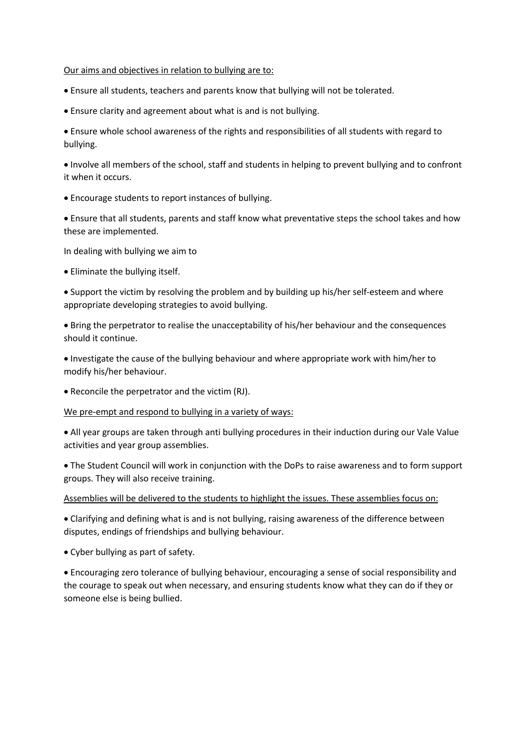<u>Our aims and objectives in relation to bullying are to:</u>

- Ensure all students, teachers and parents know that bullying will not be tolerated.
- Ensure clarity and agreement about what is and is not bullying.
- Ensure whole school awareness of the rights and responsibilities of all students with regard to bullying.
- Involve all members of the school, staff and students in helping to prevent bullying and to confront it when it occurs.
- Encourage students to report instances of bullying.
- Ensure that all students, parents and staff know what preventative steps the school takes and how these are implemented.

In dealing with bullying we aim to

- Eliminate the bullying itself.
- Support the victim by resolving the problem and by building up his/her self-esteem and where appropriate developing strategies to avoid bullying.
- Bring the perpetrator to realise the unacceptability of his/her behaviour and the consequences should it continue.
- Investigate the cause of the bullying behaviour and where appropriate work with him/her to modify his/her behaviour.
- Reconcile the perpetrator and the victim (RJ).

<u>We pre-empt and respond to bullying in a variety of ways:</u>

- All year groups are taken through anti bullying procedures in their induction during our Vale Value activities and year group assemblies.
- The Student Council will work in conjunction with the DoPs to raise awareness and to form support groups. They will also receive training.

<u>Assemblies will be delivered to the students to highlight the issues. These assemblies focus on:</u>

- Clarifying and defining what is and is not bullying, raising awareness of the difference between disputes, endings of friendships and bullying behaviour.
- Cyber bullying as part of safety.
- Encouraging zero tolerance of bullying behaviour, encouraging a sense of social responsibility and the courage to speak out when necessary, and ensuring students know what they can do if they or someone else is being bullied.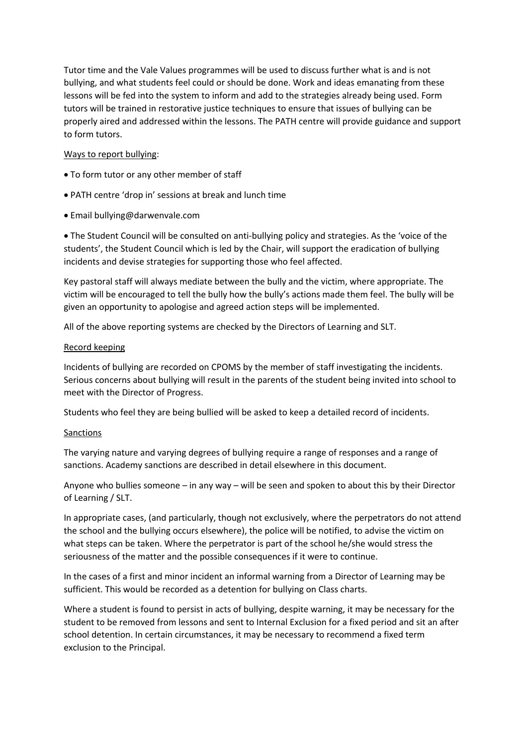Tutor time and the Vale Values programmes will be used to discuss further what is and is not bullying, and what students feel could or should be done. Work and ideas emanating from these lessons will be fed into the system to inform and add to the strategies already being used. Form tutors will be trained in restorative justice techniques to ensure that issues of bullying can be properly aired and addressed within the lessons. The PATH centre will provide guidance and support to form tutors.

<u>Ways to report bullying</u>:

- To form tutor or any other member of staff
- PATH centre 'drop in' sessions at break and lunch time
- Email bullying@darwenvale.com
- The Student Council will be consulted on anti-bullying policy and strategies. As the 'voice of the students', the Student Council which is led by the Chair, will support the eradication of bullying incidents and devise strategies for supporting those who feel affected.

Key pastoral staff will always mediate between the bully and the victim, where appropriate. The victim will be encouraged to tell the bully how the bully's actions made them feel. The bully will be given an opportunity to apologise and agreed action steps will be implemented.

All of the above reporting systems are checked by the Directors of Learning and SLT.

<u>Record keeping</u>

Incidents of bullying are recorded on CPOMS by the member of staff investigating the incidents. Serious concerns about bullying will result in the parents of the student being invited into school to meet with the Director of Progress.

Students who feel they are being bullied will be asked to keep a detailed record of incidents.

<u>Sanctions</u>

The varying nature and varying degrees of bullying require a range of responses and a range of sanctions. Academy sanctions are described in detail elsewhere in this document.

Anyone who bullies someone – in any way – will be seen and spoken to about this by their Director of Learning / SLT.

In appropriate cases, (and particularly, though not exclusively, where the perpetrators do not attend the school and the bullying occurs elsewhere), the police will be notified, to advise the victim on what steps can be taken. Where the perpetrator is part of the school he/she would stress the seriousness of the matter and the possible consequences if it were to continue.

In the cases of a first and minor incident an informal warning from a Director of Learning may be sufficient. This would be recorded as a detention for bullying on Class charts.

Where a student is found to persist in acts of bullying, despite warning, it may be necessary for the student to be removed from lessons and sent to Internal Exclusion for a fixed period and sit an after school detention. In certain circumstances, it may be necessary to recommend a fixed term exclusion to the Principal.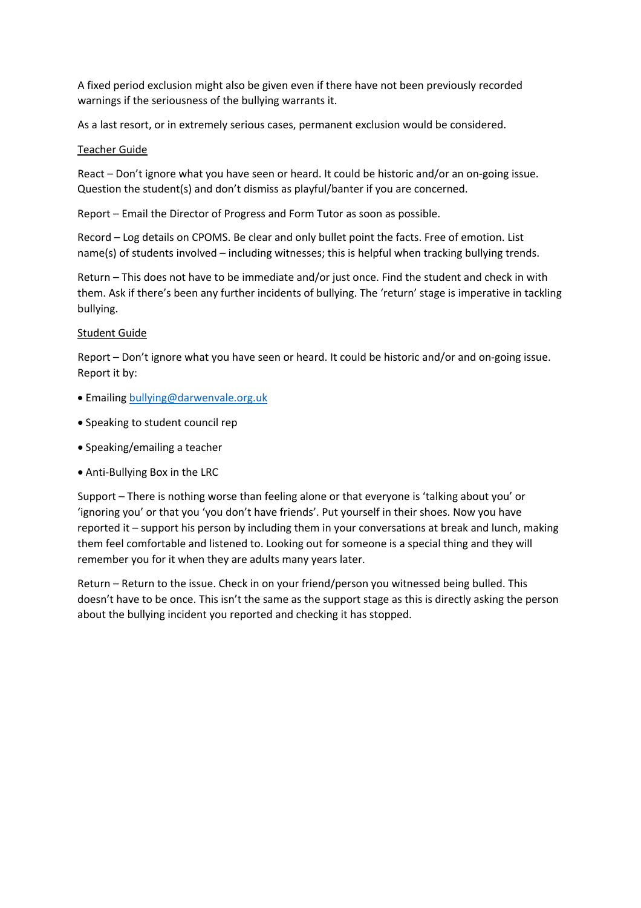A fixed period exclusion might also be given even if there have not been previously recorded warnings if the seriousness of the bullying warrants it.

As a last resort, or in extremely serious cases, permanent exclusion would be considered.

## Teacher Guide

React – Don't ignore what you have seen or heard. It could be historic and/or an on-going issue. Question the student(s) and don't dismiss as playful/banter if you are concerned.

Report – Email the Director of Progress and Form Tutor as soon as possible.

Record – Log details on CPOMS. Be clear and only bullet point the facts. Free of emotion. List name(s) of students involved – including witnesses; this is helpful when tracking bullying trends.

Return – This does not have to be immediate and/or just once. Find the student and check in with them. Ask if there's been any further incidents of bullying. The 'return' stage is imperative in tackling bullying.

## Student Guide

Report – Don't ignore what you have seen or heard. It could be historic and/or and on-going issue. Report it by:

- Emailing bullying@darwenvale.org.uk
- Speaking to student council rep
- Speaking/emailing a teacher
- Anti-Bullying Box in the LRC

Support – There is nothing worse than feeling alone or that everyone is 'talking about you' or 'ignoring you' or that you 'you don't have friends'. Put yourself in their shoes. Now you have reported it – support his person by including them in your conversations at break and lunch, making them feel comfortable and listened to. Looking out for someone is a special thing and they will remember you for it when they are adults many years later.

Return – Return to the issue. Check in on your friend/person you witnessed being bulled. This doesn't have to be once. This isn't the same as the support stage as this is directly asking the person about the bullying incident you reported and checking it has stopped.